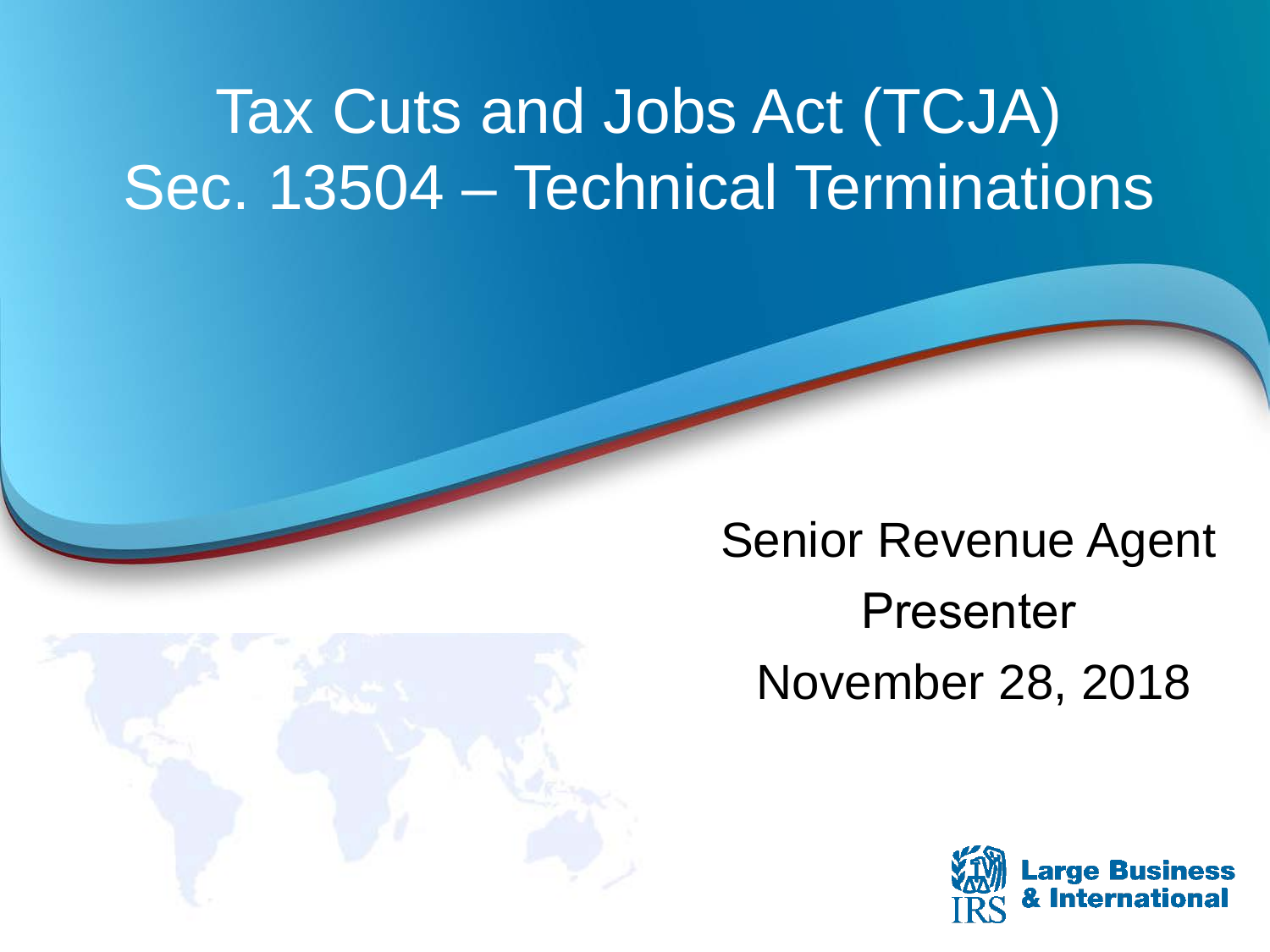# Tax Cuts and Jobs Act (TCJA) Sec. 13504 – Technical Terminations

Senior Revenue Agent

Presenter

November 28, 2018

IRS Large Business & International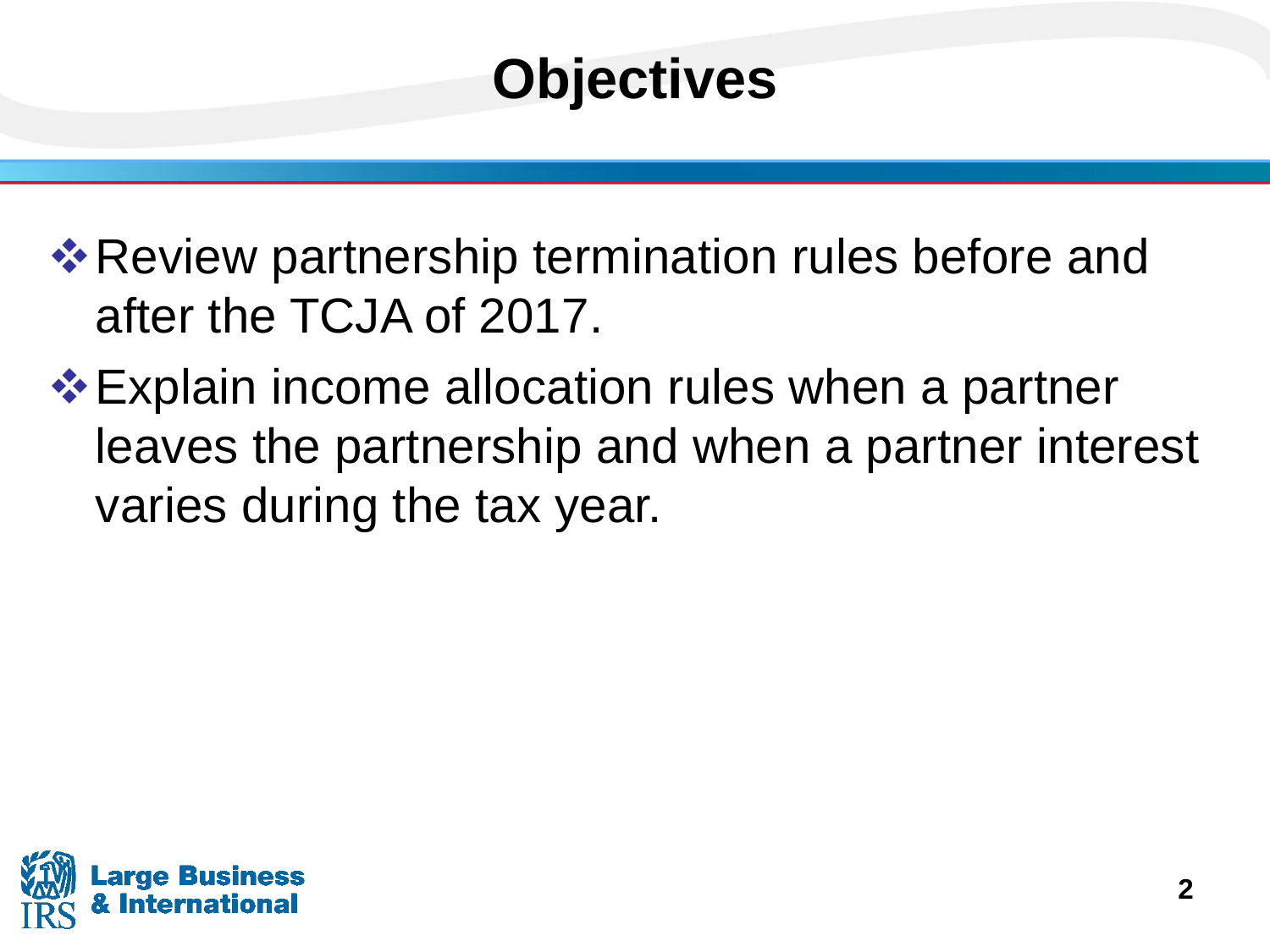# Objectives

- Review partnership termination rules before and after the TCJA of 2017.
- Explain income allocation rules when a partner leaves the partnership and when a partner interest varies during the tax year.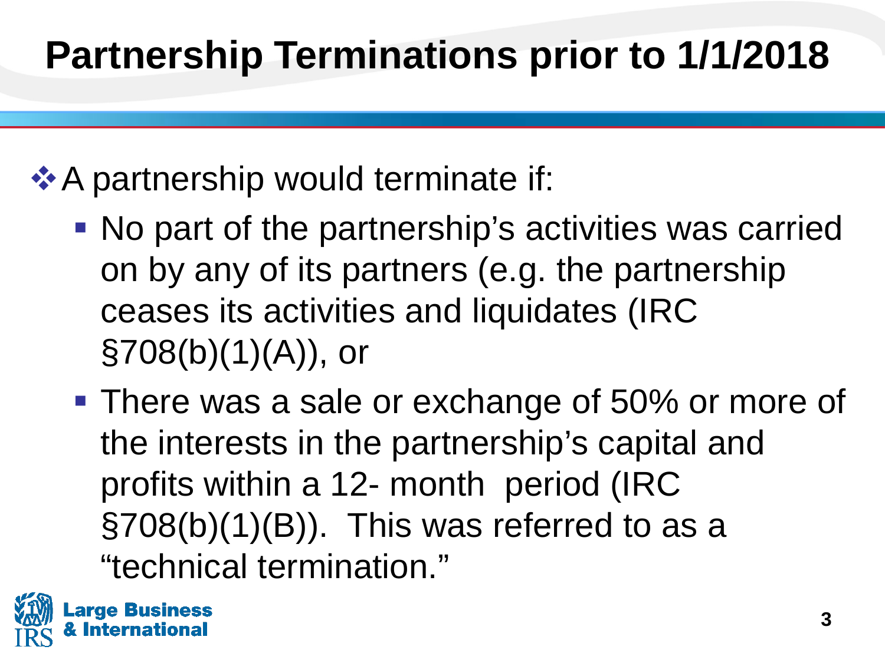# Partnership Terminations prior to 1/1/2018

- A partnership would terminate if:
  - No part of the partnership's activities was carried on by any of its partners (e.g. the partnership ceases its activities and liquidates (IRC §708(b)(1)(A)), or
  - There was a sale or exchange of 50% or more of the interests in the partnership's capital and profits within a 12- month period (IRC §708(b)(1)(B)). This was referred to as a "technical termination."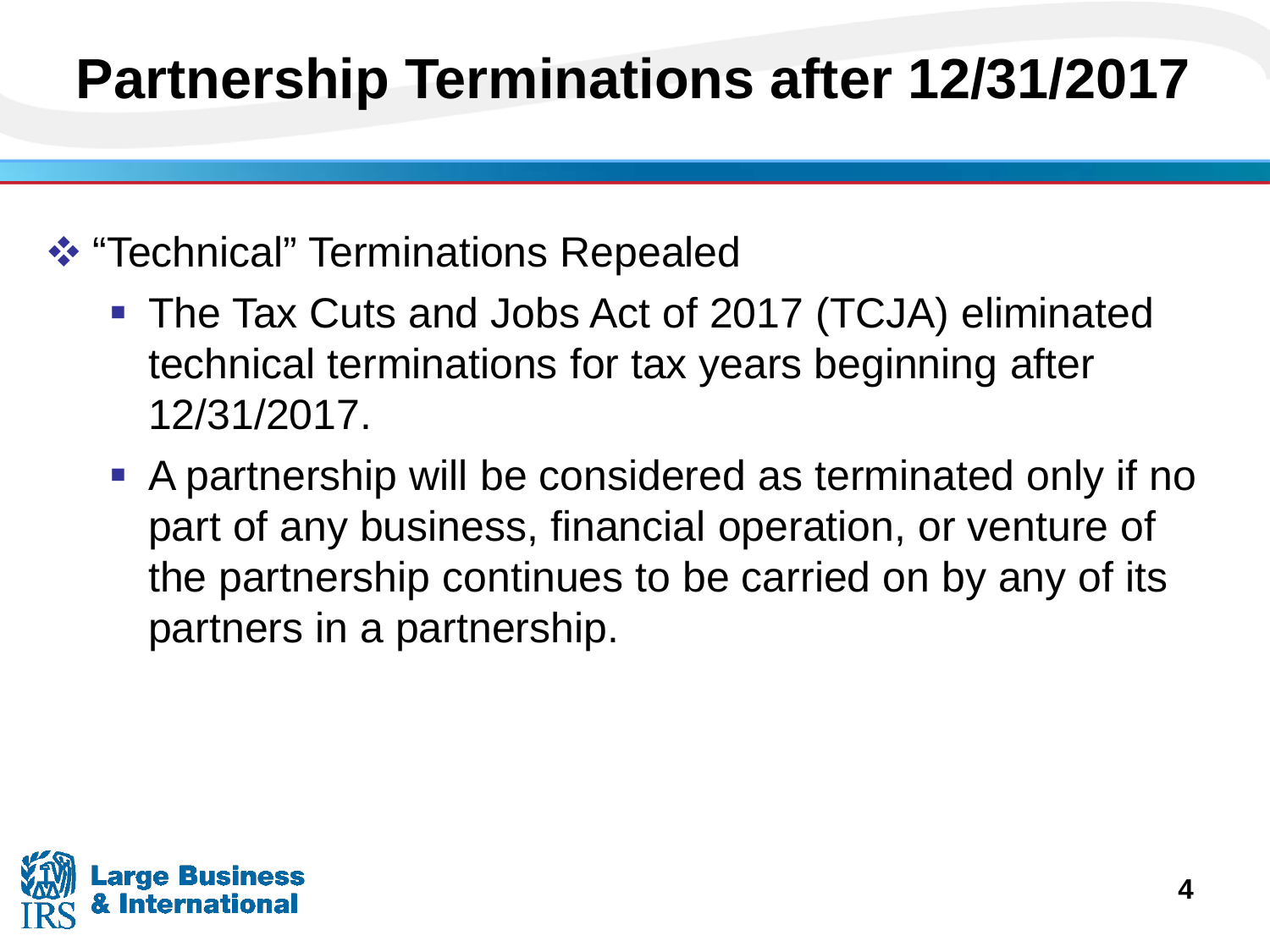# Partnership Terminations after 12/31/2017

- "Technical" Terminations Repealed
  - The Tax Cuts and Jobs Act of 2017 (TCJA) eliminated technical terminations for tax years beginning after 12/31/2017.
  - A partnership will be considered as terminated only if no part of any business, financial operation, or venture of the partnership continues to be carried on by any of its partners in a partnership.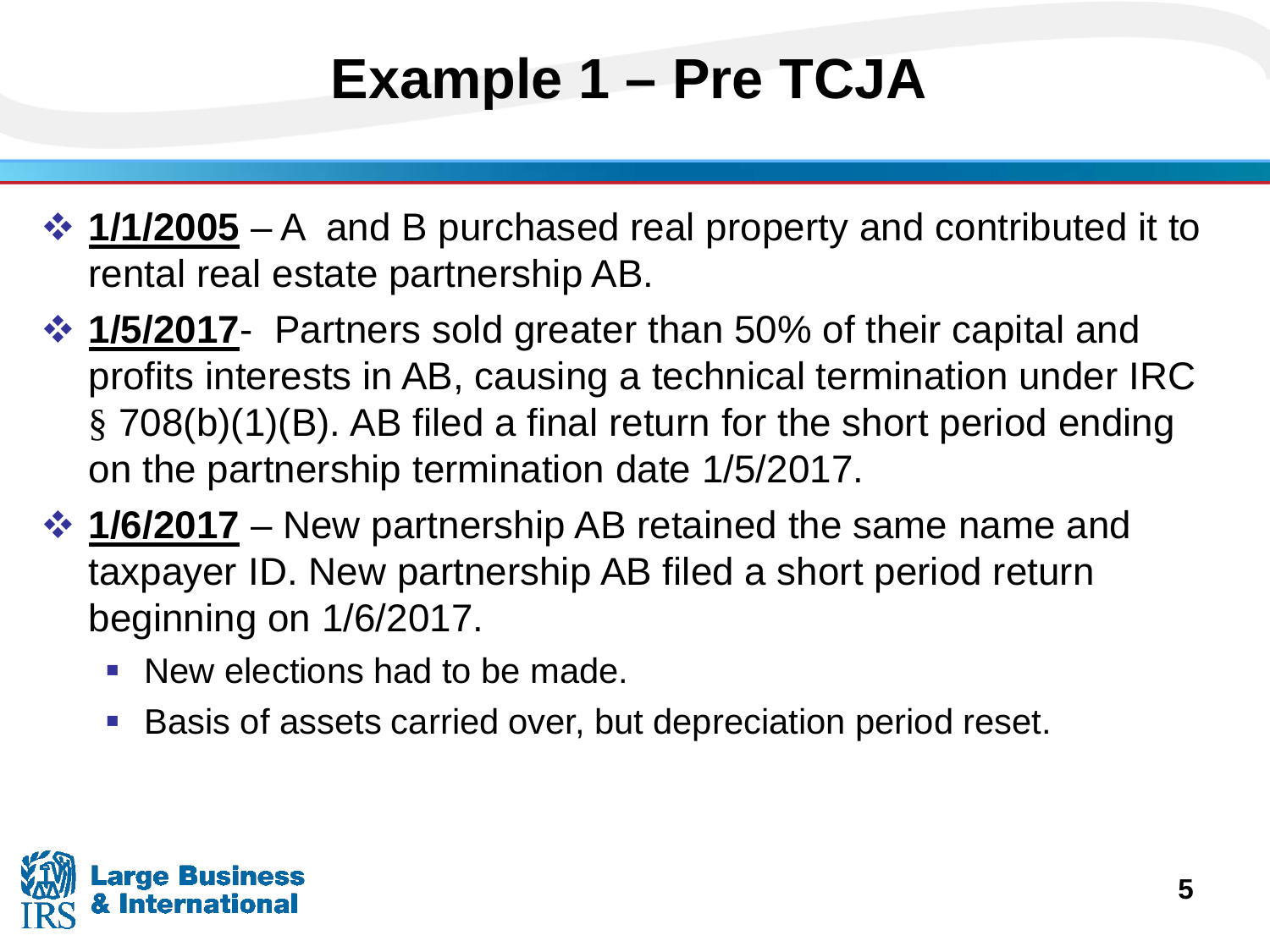# Example 1 – Pre TCJA

- **1/1/2005** – A and B purchased real property and contributed it to rental real estate partnership AB.
- **1/5/2017**- Partners sold greater than 50% of their capital and profits interests in AB, causing a technical termination under IRC § 708(b)(1)(B). AB filed a final return for the short period ending on the partnership termination date 1/5/2017.
- **1/6/2017** – New partnership AB retained the same name and taxpayer ID. New partnership AB filed a short period return beginning on 1/6/2017.
  - New elections had to be made.
  - Basis of assets carried over, but depreciation period reset.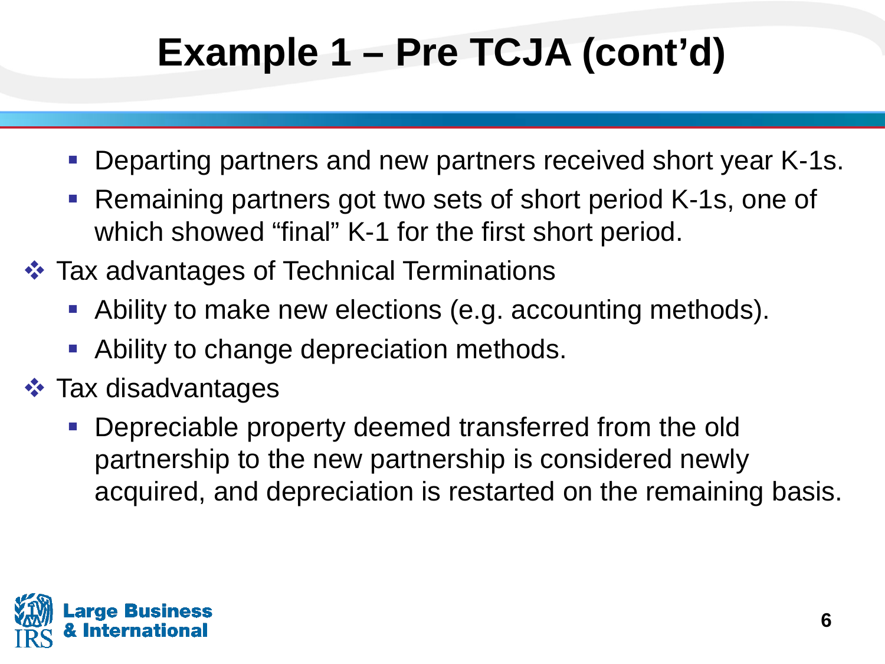# Example 1 – Pre TCJA (cont'd)

- Departing partners and new partners received short year K-1s.
- Remaining partners got two sets of short period K-1s, one of which showed "final" K-1 for the first short period.

- Tax advantages of Technical Terminations
  - Ability to make new elections (e.g. accounting methods).
  - Ability to change depreciation methods.
- Tax disadvantages
  - Depreciable property deemed transferred from the old partnership to the new partnership is considered newly acquired, and depreciation is restarted on the remaining basis.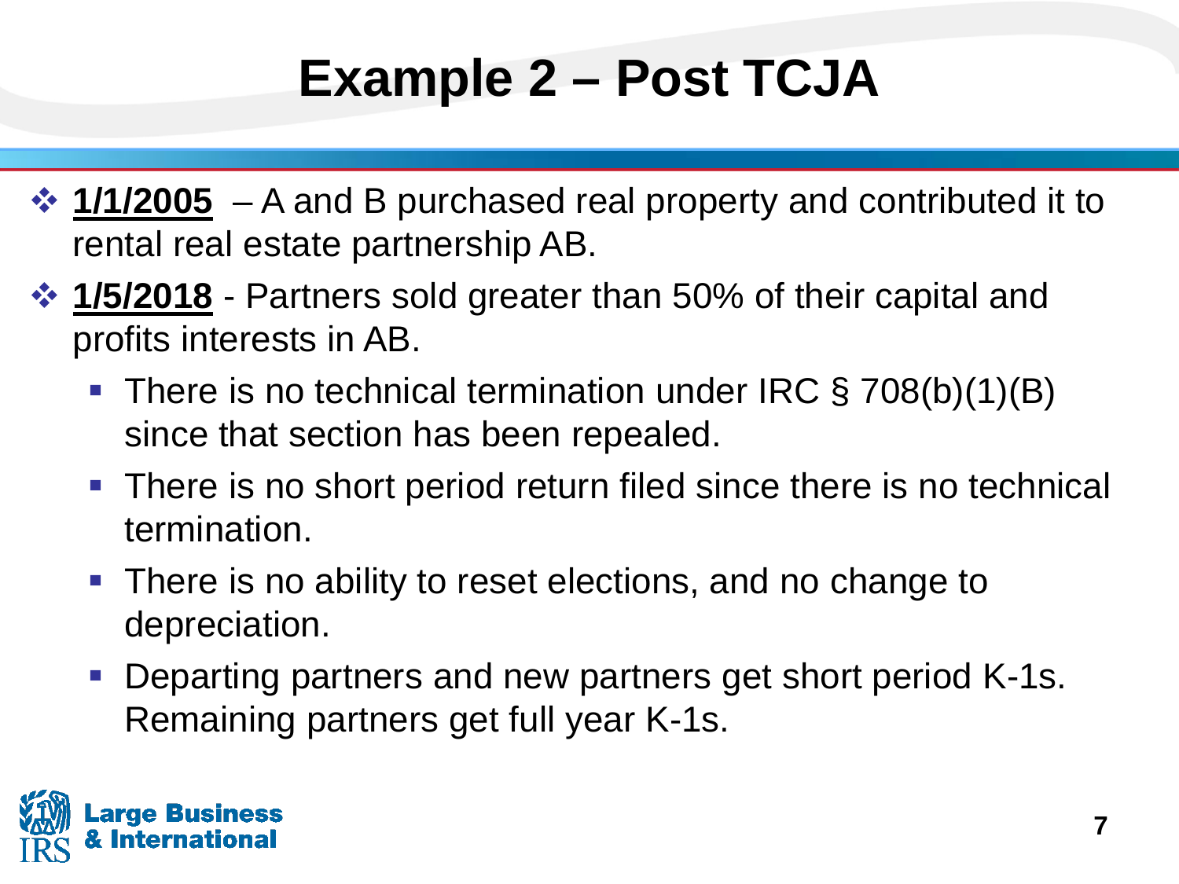# Example 2 – Post TCJA

- **<u>1/1/2005</u>** – A and B purchased real property and contributed it to rental real estate partnership AB.
- **<u>1/5/2018</u>** - Partners sold greater than 50% of their capital and profits interests in AB.
  - There is no technical termination under IRC § 708(b)(1)(B) since that section has been repealed.
  - There is no short period return filed since there is no technical termination.
  - There is no ability to reset elections, and no change to depreciation.
  - Departing partners and new partners get short period K-1s. Remaining partners get full year K-1s.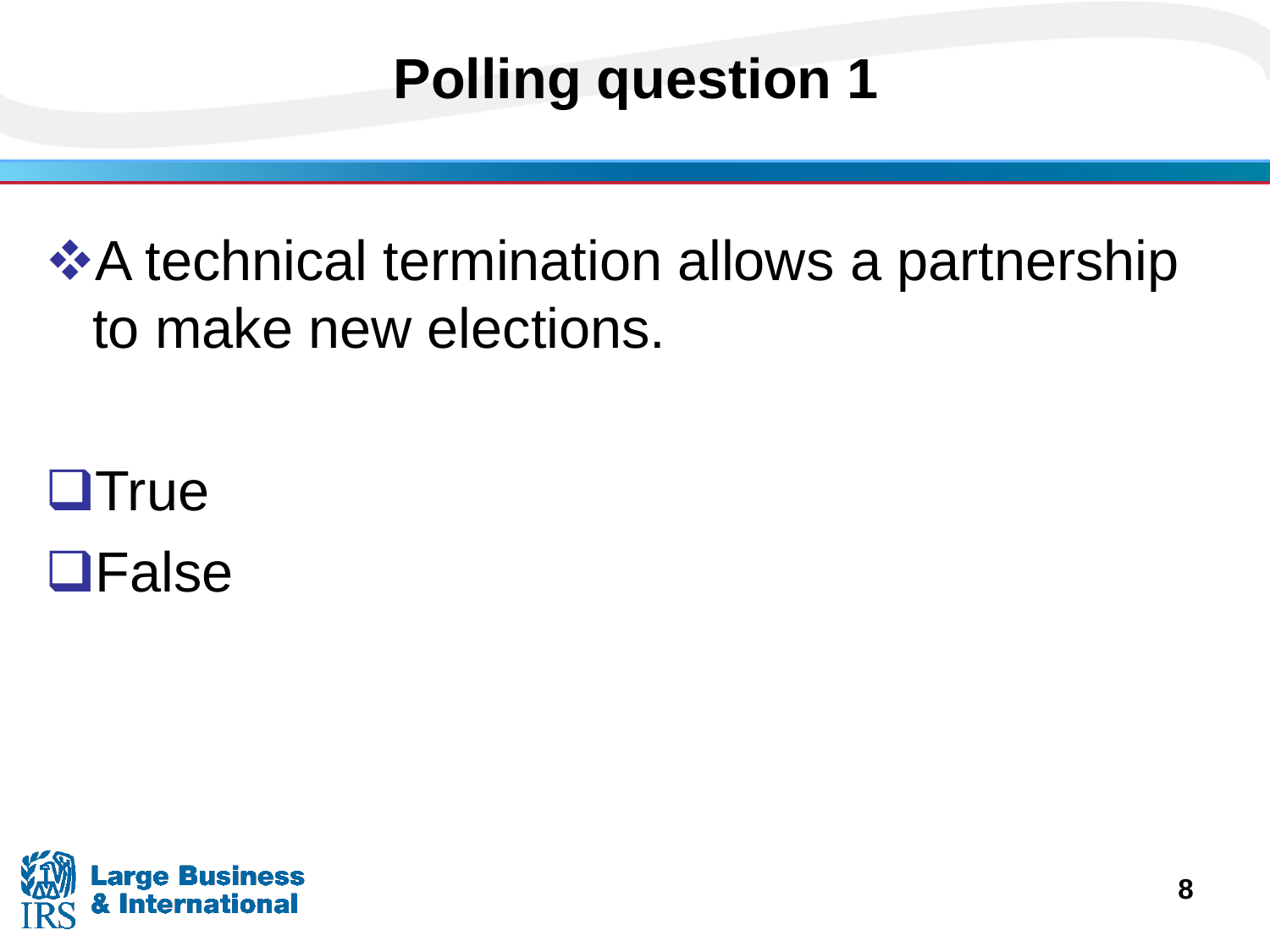# Polling question 1

- A technical termination allows a partnership to make new elections.

- ❑ True
- ❑ False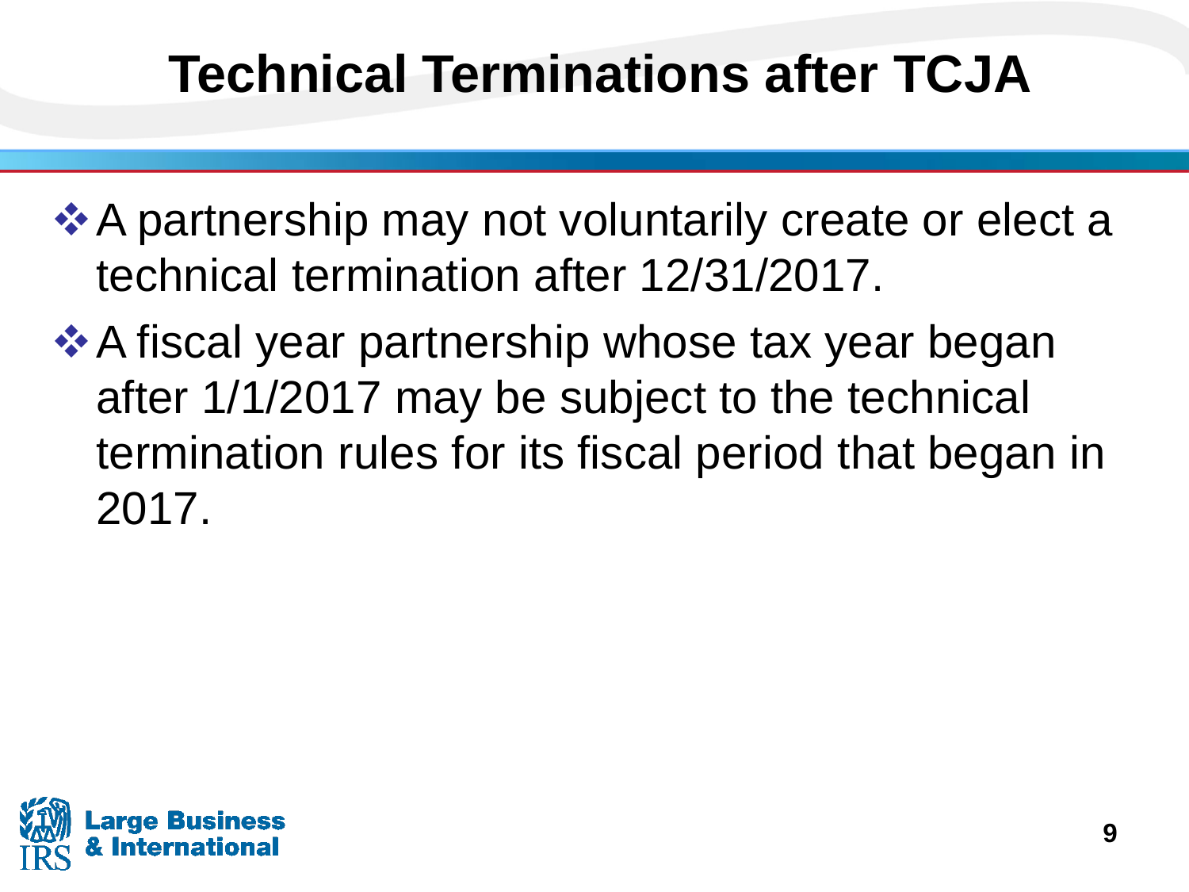# Technical Terminations after TCJA

- A partnership may not voluntarily create or elect a technical termination after 12/31/2017.
- A fiscal year partnership whose tax year began after 1/1/2017 may be subject to the technical termination rules for its fiscal period that began in 2017.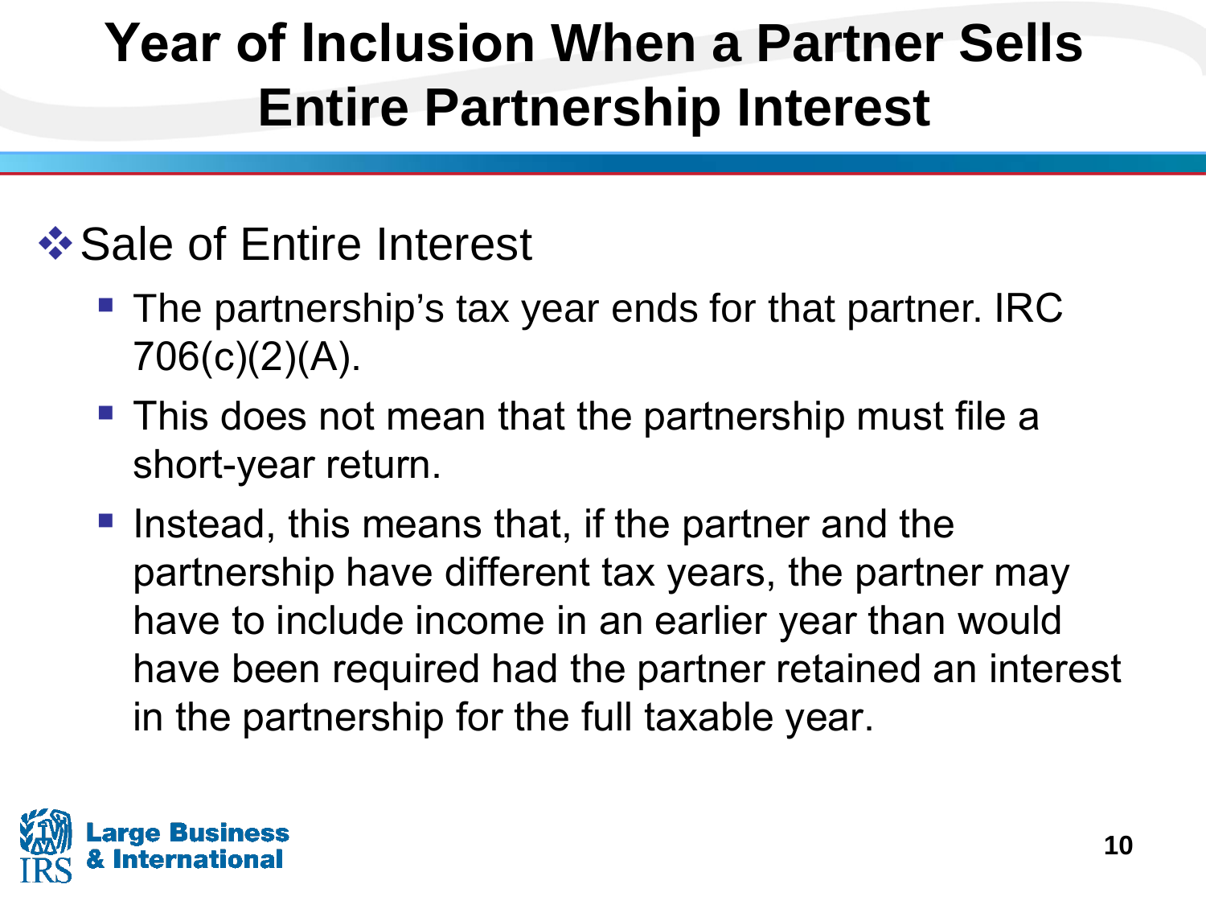# Year of Inclusion When a Partner Sells Entire Partnership Interest

- Sale of Entire Interest
  - The partnership's tax year ends for that partner. IRC 706(c)(2)(A).
  - This does not mean that the partnership must file a short-year return.
  - Instead, this means that, if the partner and the partnership have different tax years, the partner may have to include income in an earlier year than would have been required had the partner retained an interest in the partnership for the full taxable year.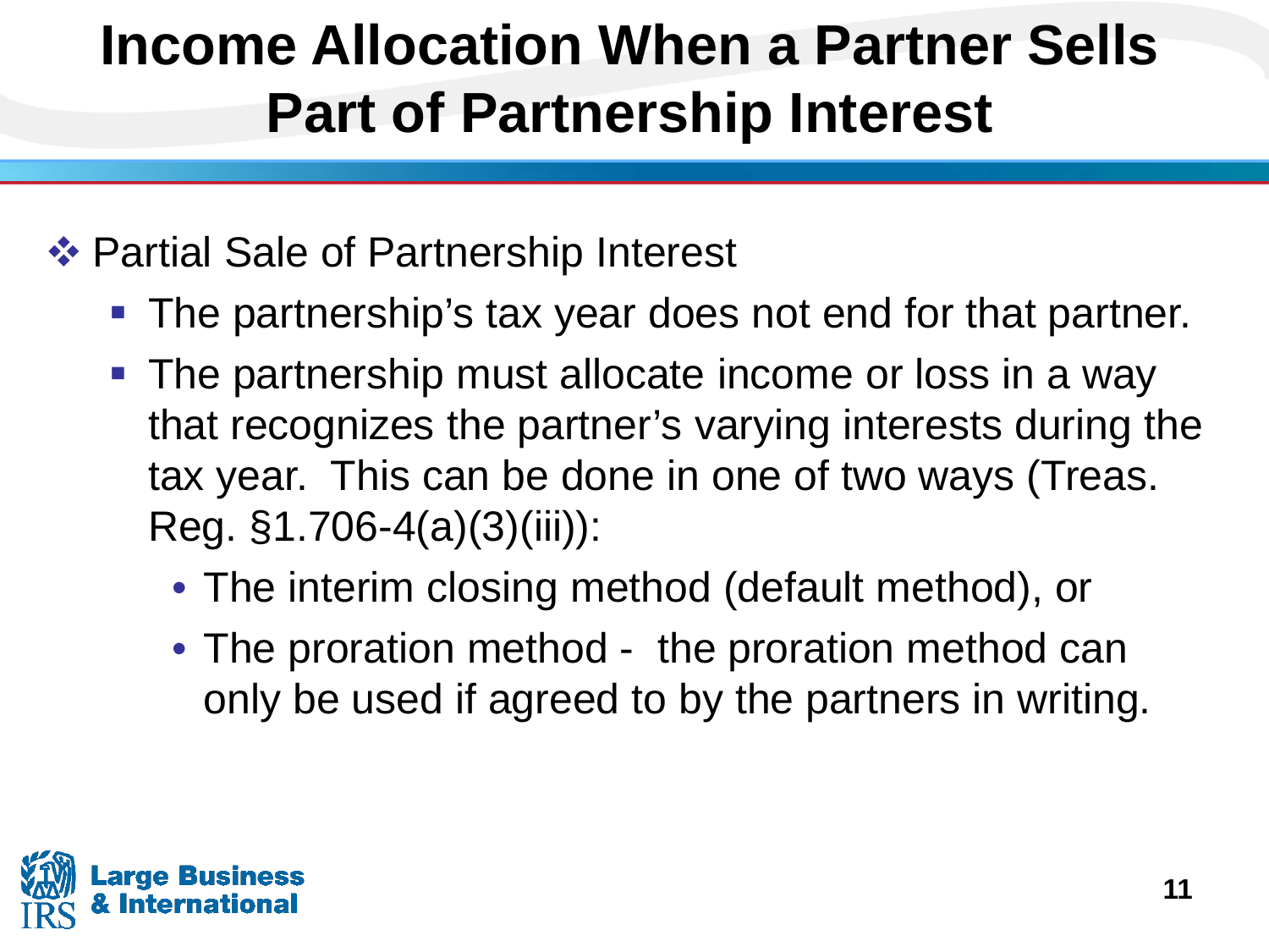# Income Allocation When a Partner Sells Part of Partnership Interest

- Partial Sale of Partnership Interest
  - The partnership's tax year does not end for that partner.
  - The partnership must allocate income or loss in a way that recognizes the partner's varying interests during the tax year. This can be done in one of two ways (Treas. Reg. §1.706-4(a)(3)(iii)):
    - The interim closing method (default method), or
    - The proration method - the proration method can only be used if agreed to by the partners in writing.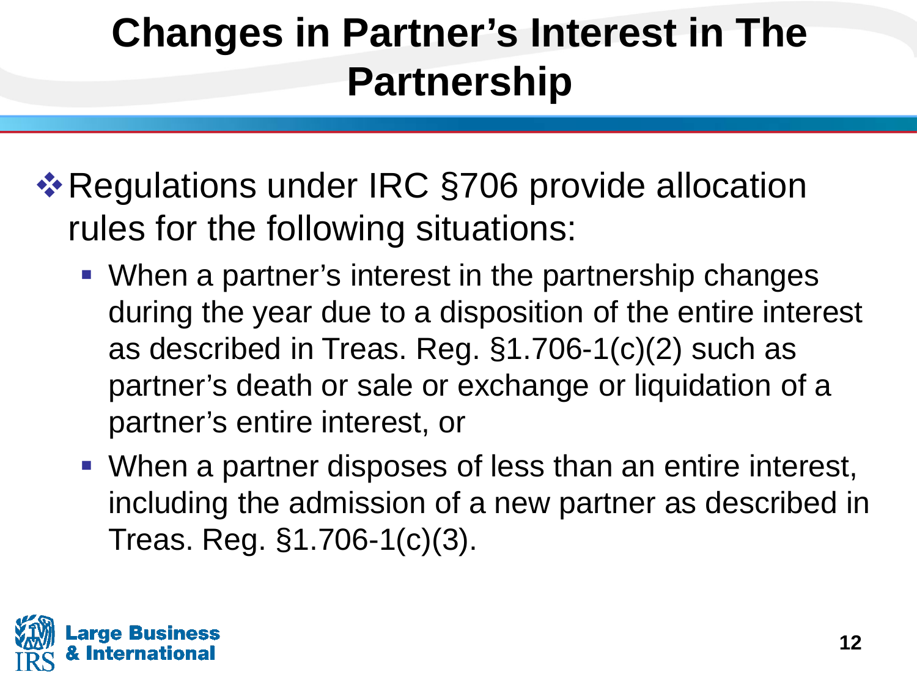# Changes in Partner's Interest in The Partnership

- Regulations under IRC §706 provide allocation rules for the following situations:
  - When a partner's interest in the partnership changes during the year due to a disposition of the entire interest as described in Treas. Reg. §1.706-1(c)(2) such as partner's death or sale or exchange or liquidation of a partner's entire interest, or
  - When a partner disposes of less than an entire interest, including the admission of a new partner as described in Treas. Reg. §1.706-1(c)(3).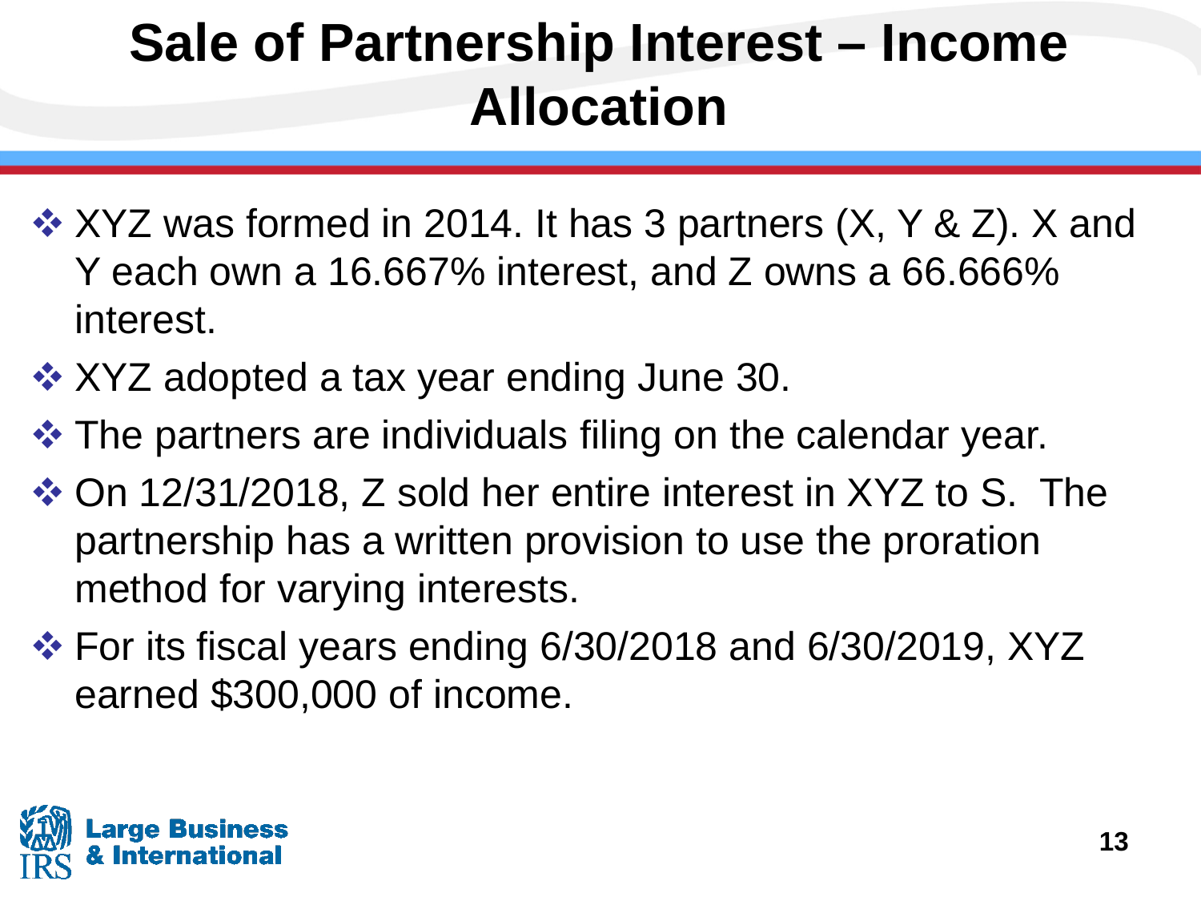# Sale of Partnership Interest – Income Allocation

- XYZ was formed in 2014. It has 3 partners (X, Y & Z). X and Y each own a 16.667% interest, and Z owns a 66.666% interest.
- XYZ adopted a tax year ending June 30.
- The partners are individuals filing on the calendar year.
- On 12/31/2018, Z sold her entire interest in XYZ to S. The partnership has a written provision to use the proration method for varying interests.
- For its fiscal years ending 6/30/2018 and 6/30/2019, XYZ earned $300,000 of income.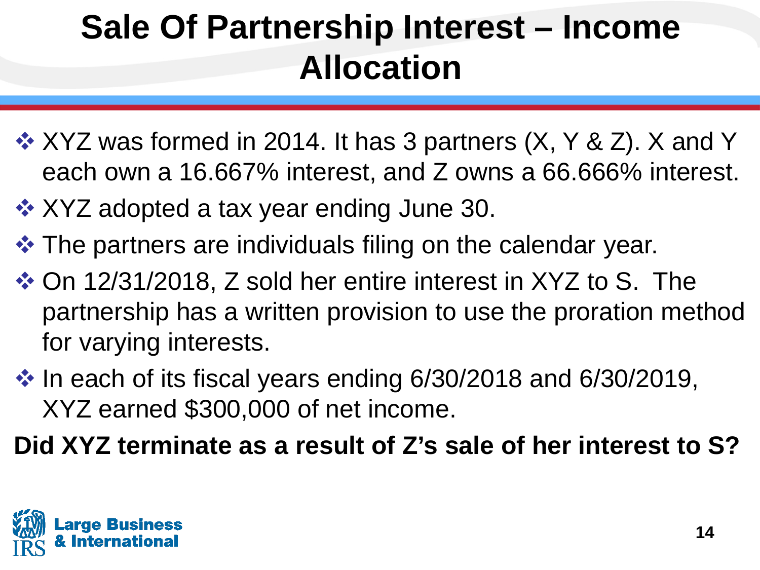# Sale Of Partnership Interest – Income Allocation

- XYZ was formed in 2014. It has 3 partners (X, Y & Z). X and Y each own a 16.667% interest, and Z owns a 66.666% interest.
- XYZ adopted a tax year ending June 30.
- The partners are individuals filing on the calendar year.
- On 12/31/2018, Z sold her entire interest in XYZ to S. The partnership has a written provision to use the proration method for varying interests.
- In each of its fiscal years ending 6/30/2018 and 6/30/2019, XYZ earned $300,000 of net income.

**Did XYZ terminate as a result of Z's sale of her interest to S?**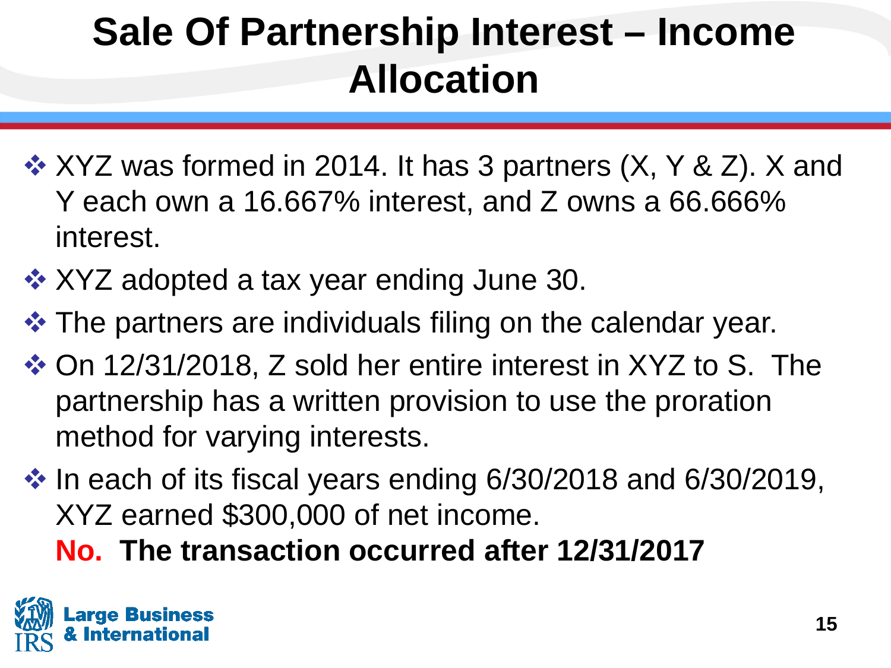# Sale Of Partnership Interest – Income Allocation

- XYZ was formed in 2014. It has 3 partners (X, Y & Z). X and Y each own a 16.667% interest, and Z owns a 66.666% interest.
- XYZ adopted a tax year ending June 30.
- The partners are individuals filing on the calendar year.
- On 12/31/2018, Z sold her entire interest in XYZ to S. The partnership has a written provision to use the proration method for varying interests.
- In each of its fiscal years ending 6/30/2018 and 6/30/2019, XYZ earned $300,000 of net income.

  **No. The transaction occurred after 12/31/2017**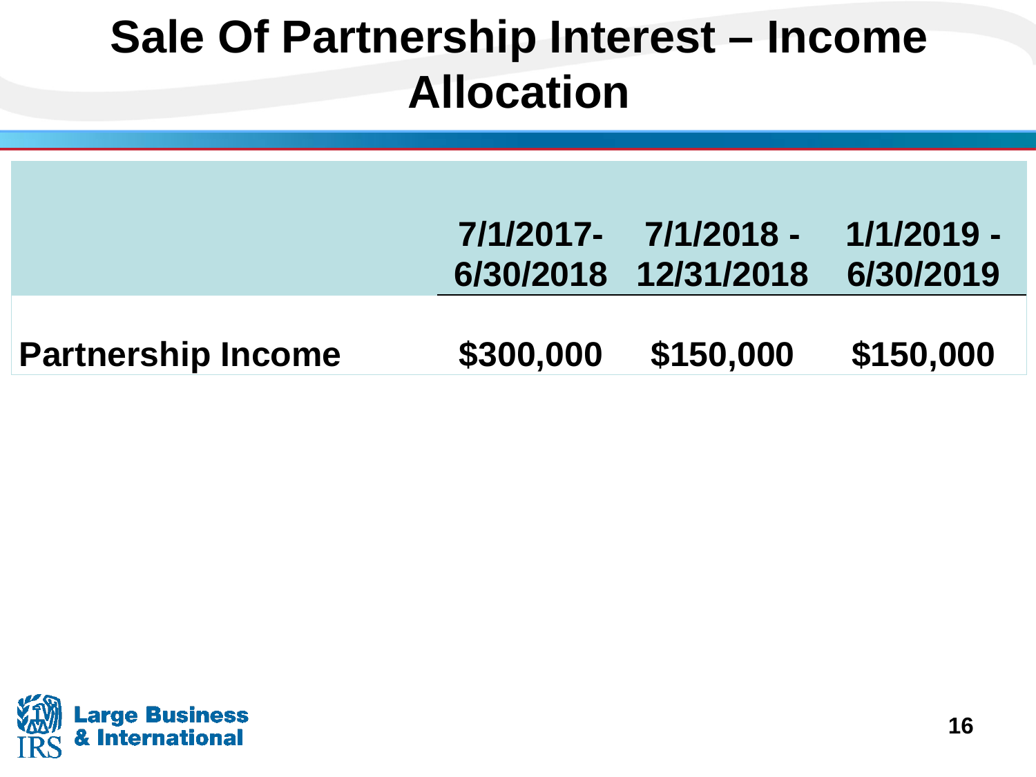# Sale Of Partnership Interest – Income Allocation

| | 7/1/2017- 6/30/2018 | 7/1/2018 - 12/31/2018 | 1/1/2019 - 6/30/2019 |
|---|---|---|---|
| **Partnership Income** | **$300,000** | **$150,000** | **$150,000** |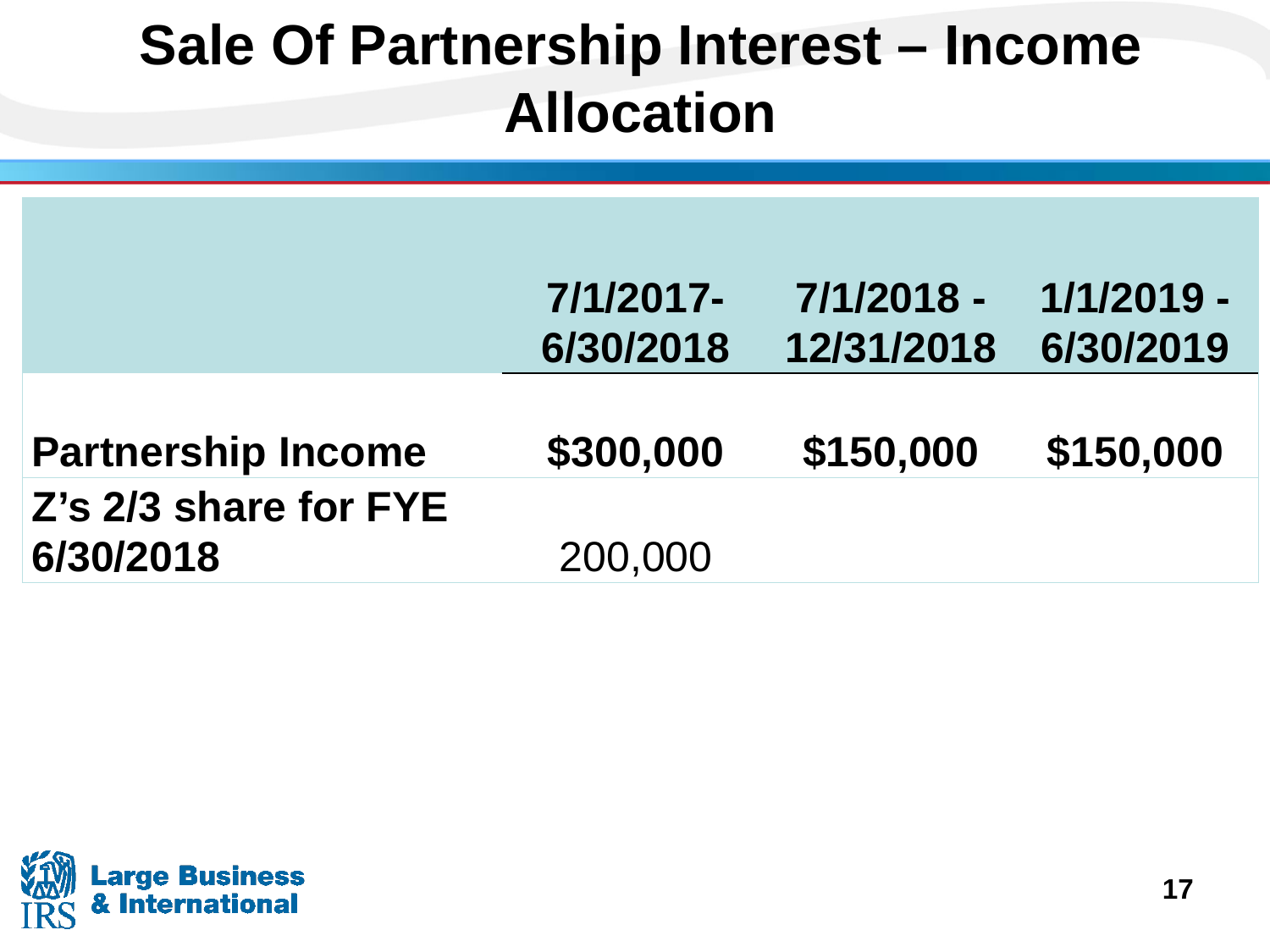# Sale Of Partnership Interest – Income Allocation

| | 7/1/2017-6/30/2018 | 7/1/2018 - 12/31/2018 | 1/1/2019 - 6/30/2019 |
|---|---|---|---|
| **Partnership Income** | **$300,000** | **$150,000** | **$150,000** |
| **Z's 2/3 share for FYE 6/30/2018** | 200,000 | | |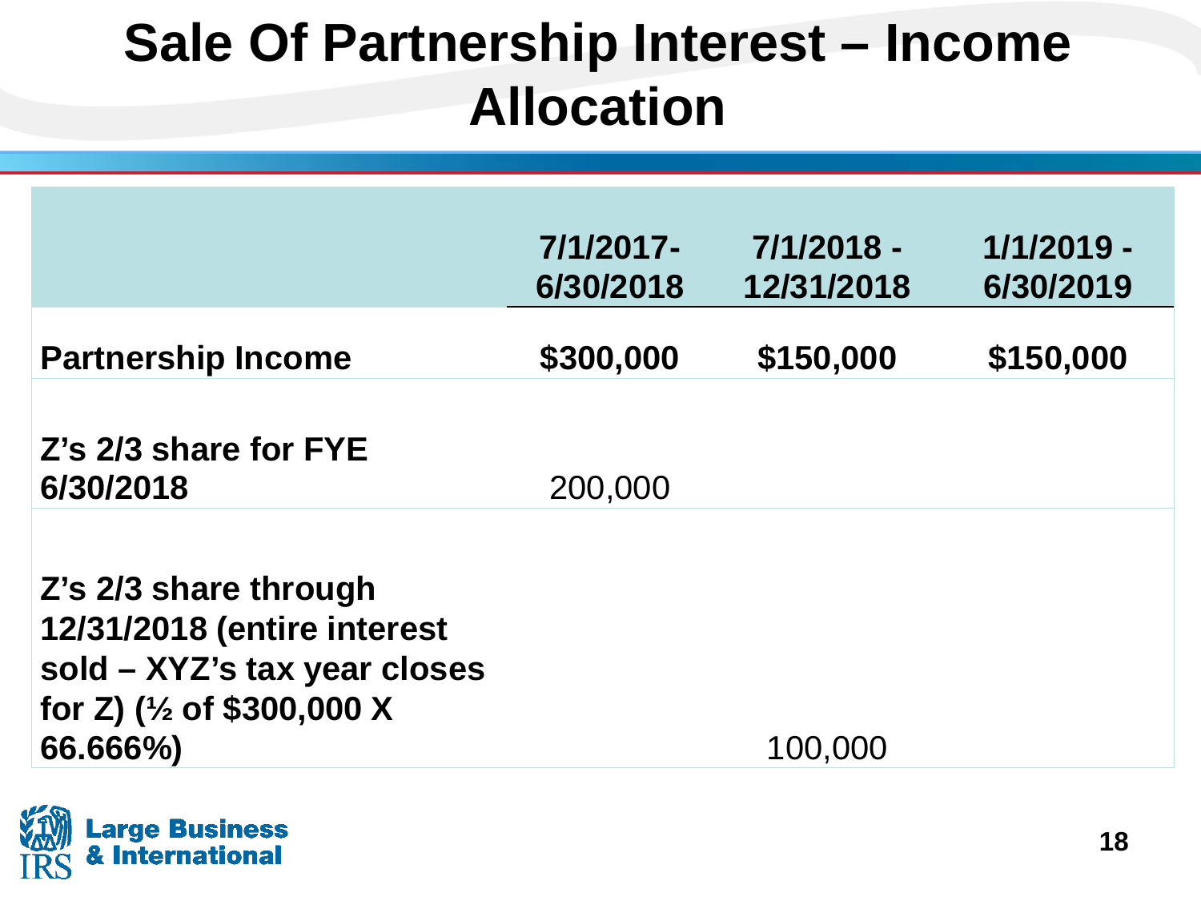# Sale Of Partnership Interest – Income Allocation

| | 7/1/2017-6/30/2018 | 7/1/2018 - 12/31/2018 | 1/1/2019 - 6/30/2019 |
|---|---|---|---|
| **Partnership Income** | **$300,000** | **$150,000** | **$150,000** |
| **Z's 2/3 share for FYE 6/30/2018** | 200,000 | | |
| **Z's 2/3 share through 12/31/2018 (entire interest sold – XYZ's tax year closes for Z) (½ of $300,000 X 66.666%)** | | 100,000 | |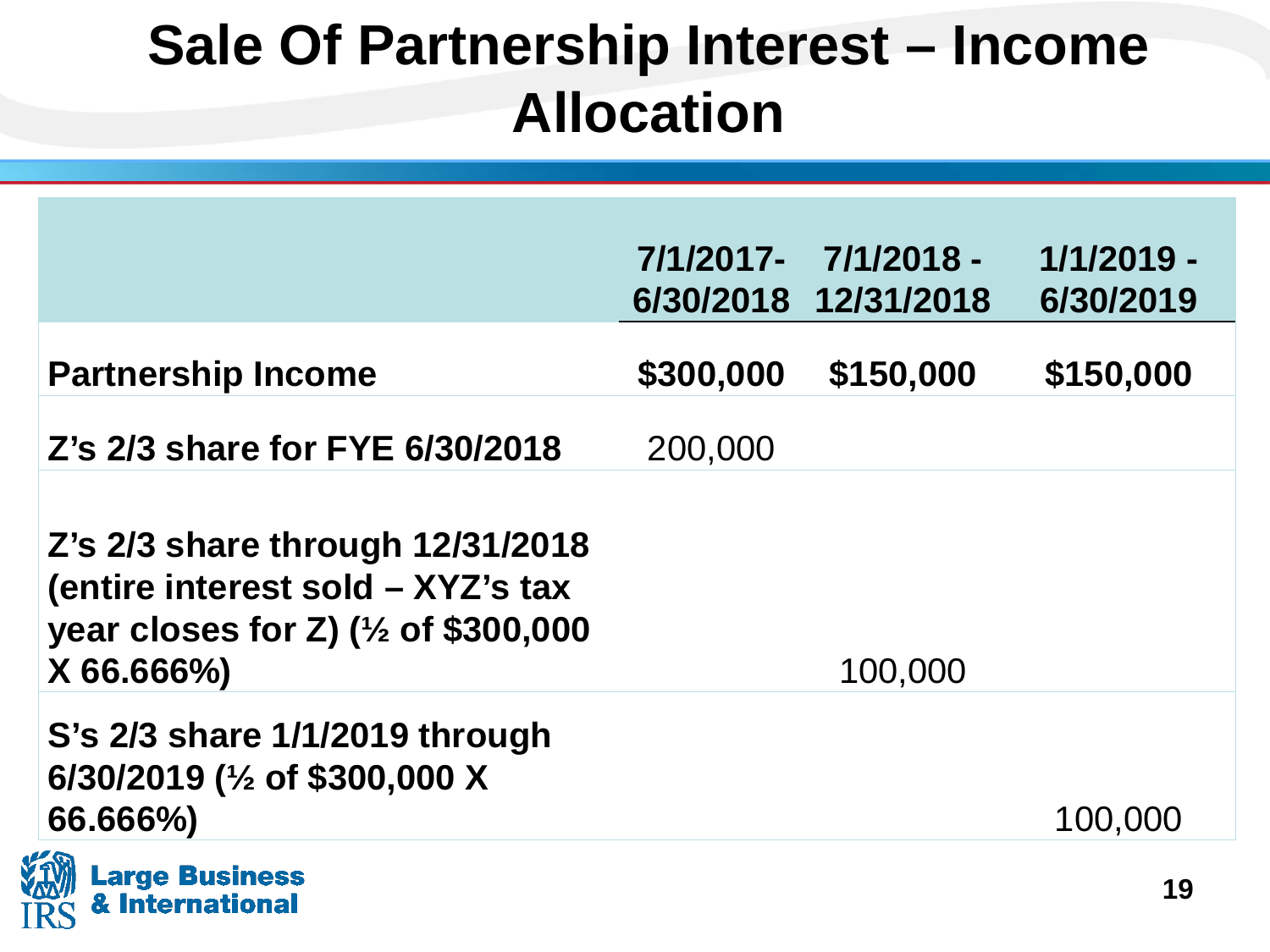# Sale Of Partnership Interest – Income Allocation

| | 7/1/2017-6/30/2018 | 7/1/2018 - 12/31/2018 | 1/1/2019 - 6/30/2019 |
|---|---|---|---|
| **Partnership Income** | **$300,000** | **$150,000** | **$150,000** |
| **Z's 2/3 share for FYE 6/30/2018** | 200,000 | | |
| **Z's 2/3 share through 12/31/2018 (entire interest sold – XYZ's tax year closes for Z) (½ of $300,000 X 66.666%)** | | 100,000 | |
| **S's 2/3 share 1/1/2019 through 6/30/2019 (½ of $300,000 X 66.666%)** | | | 100,000 |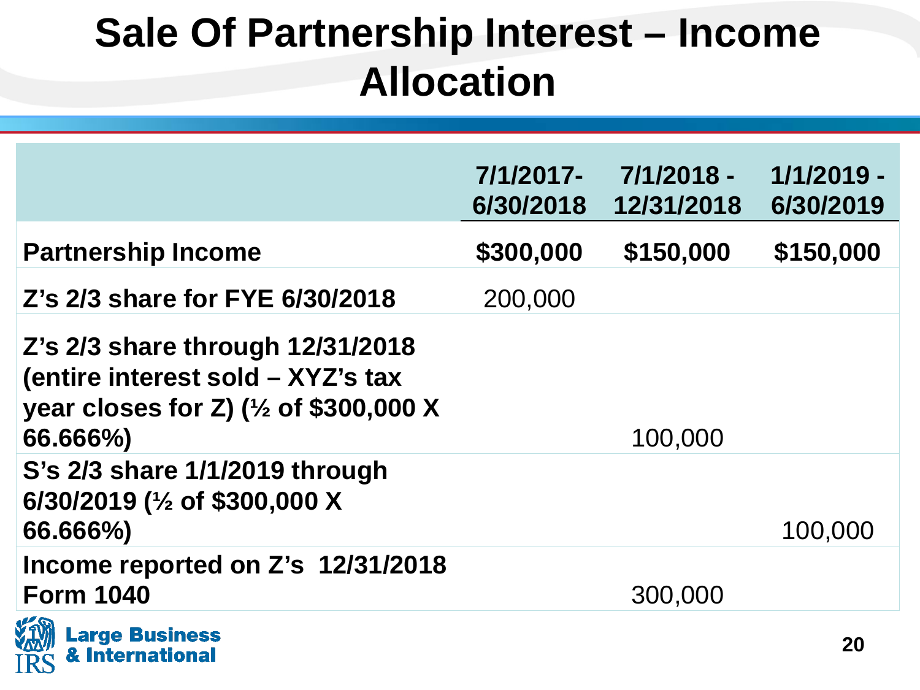# Sale Of Partnership Interest – Income Allocation

| | 7/1/2017-6/30/2018 | 7/1/2018 - 12/31/2018 | 1/1/2019 - 6/30/2019 |
|---|---|---|---|
| **Partnership Income** | **$300,000** | **$150,000** | **$150,000** |
| **Z's 2/3 share for FYE 6/30/2018** | 200,000 | | |
| **Z's 2/3 share through 12/31/2018 (entire interest sold – XYZ's tax year closes for Z) (½ of $300,000 X 66.666%)** | | 100,000 | |
| **S's 2/3 share 1/1/2019 through 6/30/2019 (½ of $300,000 X 66.666%)** | | | 100,000 |
| **Income reported on Z's 12/31/2018 Form 1040** | | 300,000 | |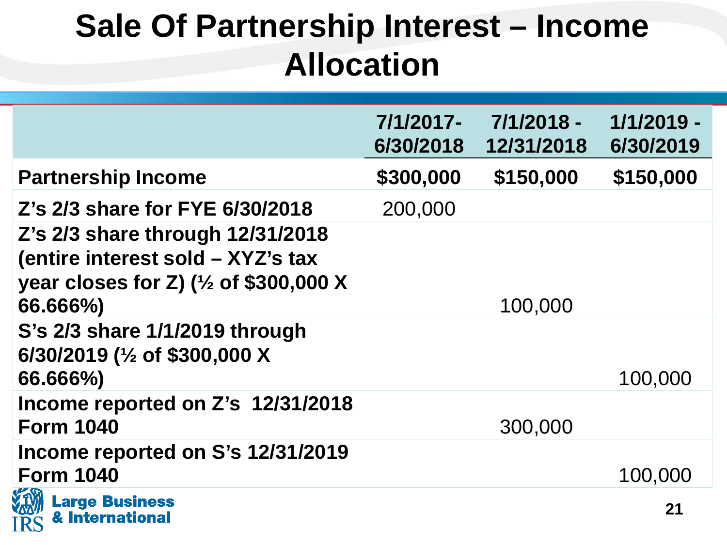# Sale Of Partnership Interest – Income Allocation

| | 7/1/2017-6/30/2018 | 7/1/2018 - 12/31/2018 | 1/1/2019 - 6/30/2019 |
|---|---|---|---|
| **Partnership Income** | **$300,000** | **$150,000** | **$150,000** |
| **Z's 2/3 share for FYE 6/30/2018** | 200,000 | | |
| **Z's 2/3 share through 12/31/2018 (entire interest sold – XYZ's tax year closes for Z) (½ of $300,000 X 66.666%)** | | 100,000 | |
| **S's 2/3 share 1/1/2019 through 6/30/2019 (½ of $300,000 X 66.666%)** | | | 100,000 |
| **Income reported on Z's 12/31/2018 Form 1040** | | 300,000 | |
| **Income reported on S's 12/31/2019 Form 1040** | | | 100,000 |

**Large Business & International**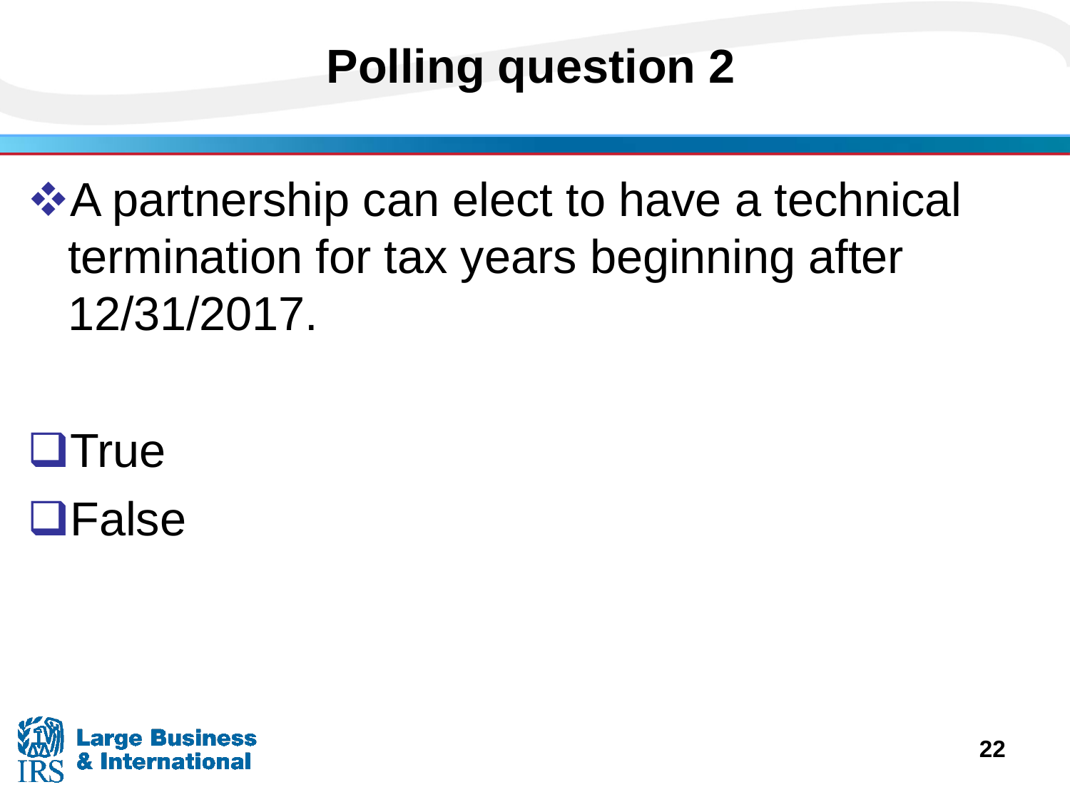# Polling question 2

- A partnership can elect to have a technical termination for tax years beginning after 12/31/2017.

- [ ] True
- [ ] False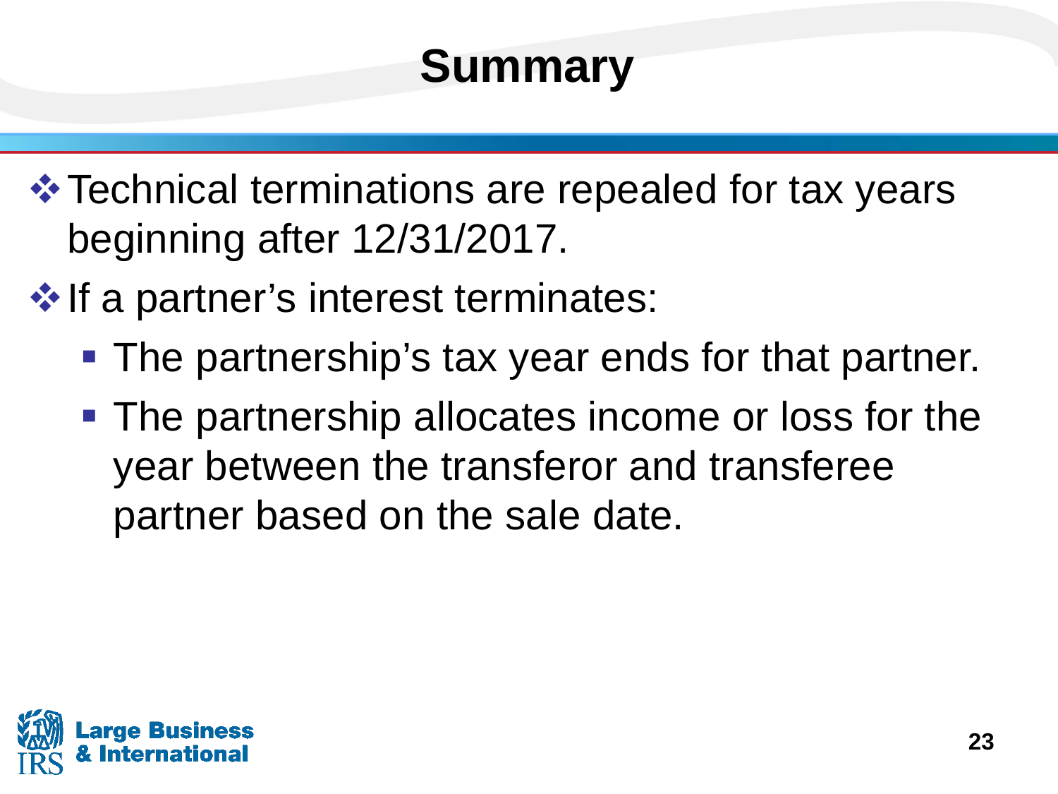# Summary

- Technical terminations are repealed for tax years beginning after 12/31/2017.
- If a partner's interest terminates:
  - The partnership's tax year ends for that partner.
  - The partnership allocates income or loss for the year between the transferor and transferee partner based on the sale date.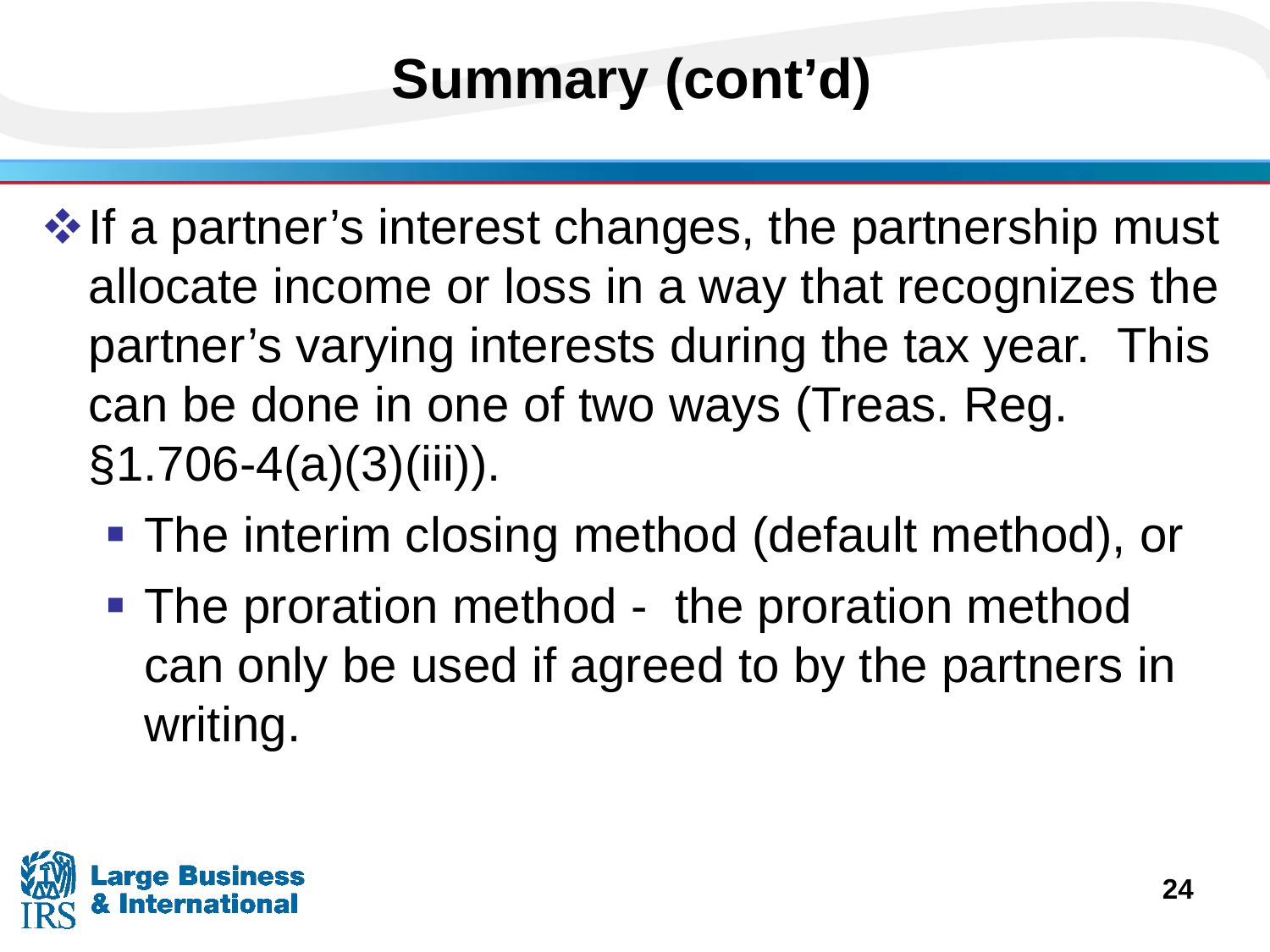# Summary (cont'd)

- If a partner's interest changes, the partnership must allocate income or loss in a way that recognizes the partner's varying interests during the tax year. This can be done in one of two ways (Treas. Reg. §1.706-4(a)(3)(iii)).
  - The interim closing method (default method), or
  - The proration method - the proration method can only be used if agreed to by the partners in writing.

Large Business & International